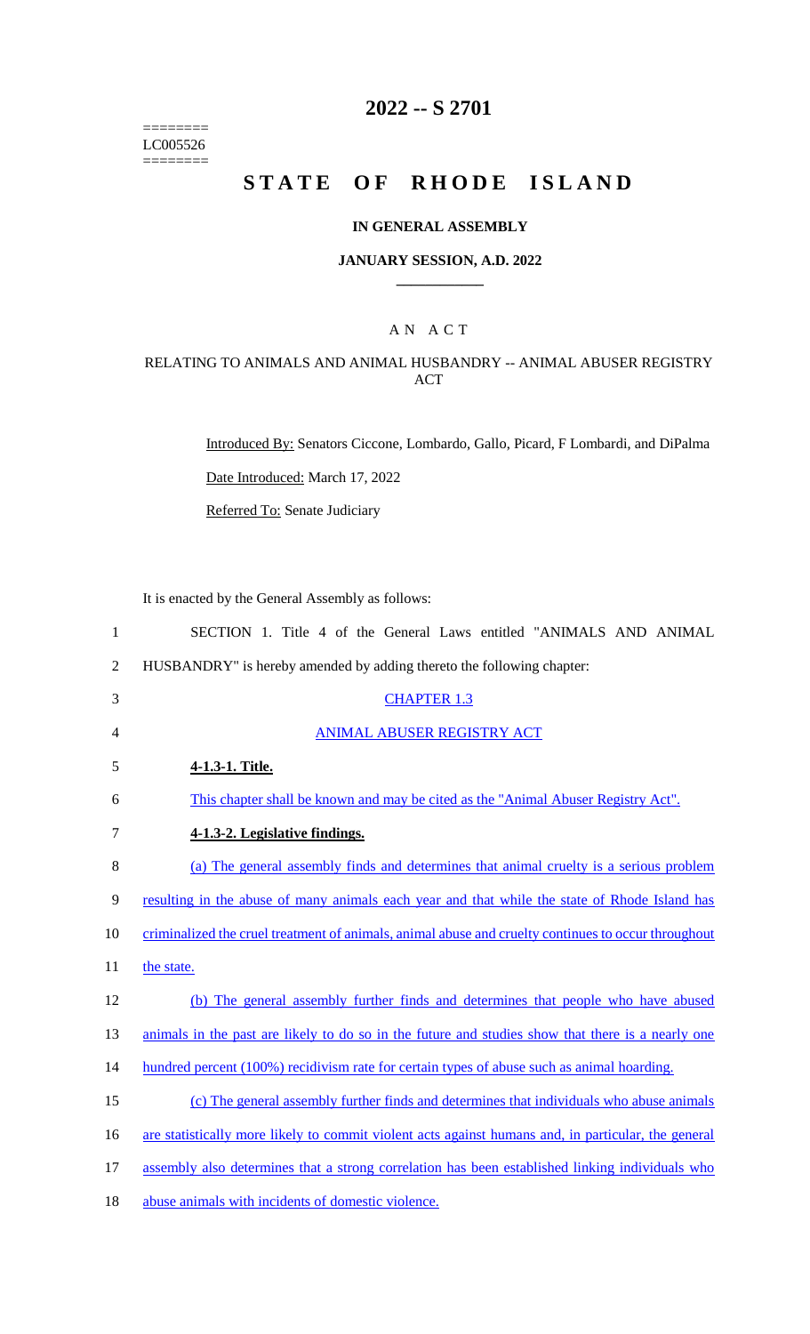========
LC005526
========

# 2022 -- S 2701

# STATE OF RHODE ISLAND

## IN GENERAL ASSEMBLY

### JANUARY SESSION, A.D. 2022

---

### A N A C T

RELATING TO ANIMALS AND ANIMAL HUSBANDRY -- ANIMAL ABUSER REGISTRY ACT

Introduced By: Senators Ciccone, Lombardo, Gallo, Picard, F Lombardi, and DiPalma

Date Introduced: March 17, 2022

Referred To: Senate Judiciary

It is enacted by the General Assembly as follows:

1 SECTION 1. Title 4 of the General Laws entitled "ANIMALS AND ANIMAL
2 HUSBANDRY" is hereby amended by adding thereto the following chapter:

3 CHAPTER 1.3

4 ANIMAL ABUSER REGISTRY ACT

5 **4-1.3-1. Title.**

6 This chapter shall be known and may be cited as the "Animal Abuser Registry Act".

7 **4-1.3-2. Legislative findings.**

8 (a) The general assembly finds and determines that animal cruelty is a serious problem
9 resulting in the abuse of many animals each year and that while the state of Rhode Island has
10 criminalized the cruel treatment of animals, animal abuse and cruelty continues to occur throughout
11 the state.

12 (b) The general assembly further finds and determines that people who have abused
13 animals in the past are likely to do so in the future and studies show that there is a nearly one
14 hundred percent (100%) recidivism rate for certain types of abuse such as animal hoarding.

15 (c) The general assembly further finds and determines that individuals who abuse animals
16 are statistically more likely to commit violent acts against humans and, in particular, the general
17 assembly also determines that a strong correlation has been established linking individuals who
18 abuse animals with incidents of domestic violence.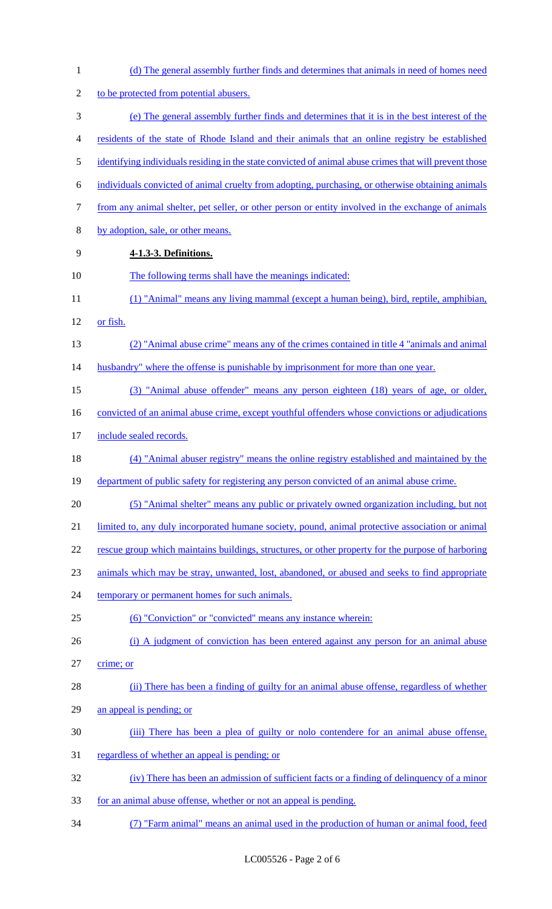(d) The general assembly further finds and determines that animals in need of homes need to be protected from potential abusers.

(e) The general assembly further finds and determines that it is in the best interest of the residents of the state of Rhode Island and their animals that an online registry be established identifying individuals residing in the state convicted of animal abuse crimes that will prevent those individuals convicted of animal cruelty from adopting, purchasing, or otherwise obtaining animals from any animal shelter, pet seller, or other person or entity involved in the exchange of animals by adoption, sale, or other means.

**4-1.3-3. Definitions.**

The following terms shall have the meanings indicated:

(1) "Animal" means any living mammal (except a human being), bird, reptile, amphibian, or fish.

(2) "Animal abuse crime" means any of the crimes contained in title 4 "animals and animal husbandry" where the offense is punishable by imprisonment for more than one year.

(3) "Animal abuse offender" means any person eighteen (18) years of age, or older, convicted of an animal abuse crime, except youthful offenders whose convictions or adjudications include sealed records.

(4) "Animal abuser registry" means the online registry established and maintained by the department of public safety for registering any person convicted of an animal abuse crime.

(5) "Animal shelter" means any public or privately owned organization including, but not limited to, any duly incorporated humane society, pound, animal protective association or animal rescue group which maintains buildings, structures, or other property for the purpose of harboring animals which may be stray, unwanted, lost, abandoned, or abused and seeks to find appropriate temporary or permanent homes for such animals.

(6) "Conviction" or "convicted" means any instance wherein:

(i) A judgment of conviction has been entered against any person for an animal abuse crime; or

(ii) There has been a finding of guilty for an animal abuse offense, regardless of whether an appeal is pending; or

(iii) There has been a plea of guilty or nolo contendere for an animal abuse offense, regardless of whether an appeal is pending; or

(iv) There has been an admission of sufficient facts or a finding of delinquency of a minor for an animal abuse offense, whether or not an appeal is pending.

(7) "Farm animal" means an animal used in the production of human or animal food, feed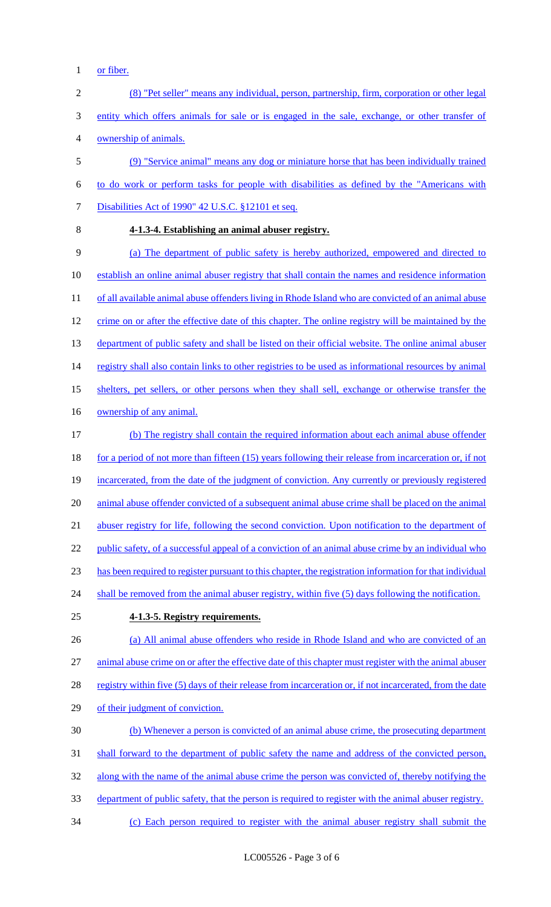or fiber.

(8) "Pet seller" means any individual, person, partnership, firm, corporation or other legal entity which offers animals for sale or is engaged in the sale, exchange, or other transfer of ownership of animals.

(9) "Service animal" means any dog or miniature horse that has been individually trained to do work or perform tasks for people with disabilities as defined by the "Americans with Disabilities Act of 1990" 42 U.S.C. §12101 et seq.

**4-1.3-4. Establishing an animal abuser registry.**

(a) The department of public safety is hereby authorized, empowered and directed to establish an online animal abuser registry that shall contain the names and residence information of all available animal abuse offenders living in Rhode Island who are convicted of an animal abuse crime on or after the effective date of this chapter. The online registry will be maintained by the department of public safety and shall be listed on their official website. The online animal abuser registry shall also contain links to other registries to be used as informational resources by animal shelters, pet sellers, or other persons when they shall sell, exchange or otherwise transfer the ownership of any animal.

(b) The registry shall contain the required information about each animal abuse offender for a period of not more than fifteen (15) years following their release from incarceration or, if not incarcerated, from the date of the judgment of conviction. Any currently or previously registered animal abuse offender convicted of a subsequent animal abuse crime shall be placed on the animal abuser registry for life, following the second conviction. Upon notification to the department of public safety, of a successful appeal of a conviction of an animal abuse crime by an individual who has been required to register pursuant to this chapter, the registration information for that individual shall be removed from the animal abuser registry, within five (5) days following the notification.

**4-1.3-5. Registry requirements.**

(a) All animal abuse offenders who reside in Rhode Island and who are convicted of an animal abuse crime on or after the effective date of this chapter must register with the animal abuser registry within five (5) days of their release from incarceration or, if not incarcerated, from the date of their judgment of conviction.

(b) Whenever a person is convicted of an animal abuse crime, the prosecuting department shall forward to the department of public safety the name and address of the convicted person, along with the name of the animal abuse crime the person was convicted of, thereby notifying the department of public safety, that the person is required to register with the animal abuser registry.

(c) Each person required to register with the animal abuser registry shall submit the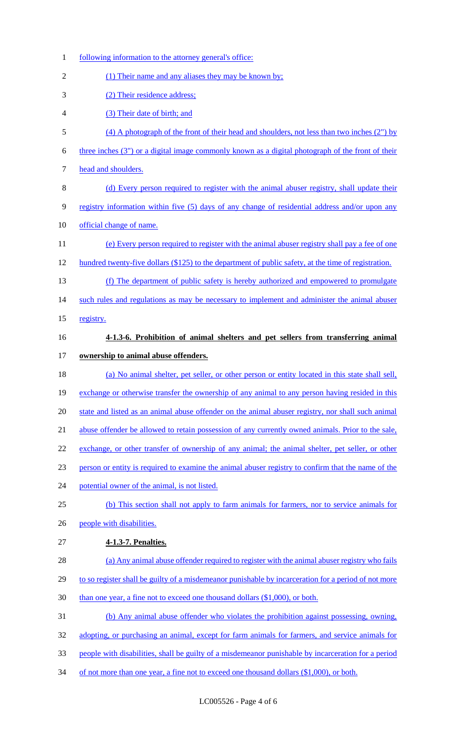following information to the attorney general's office:

(1) Their name and any aliases they may be known by;

(2) Their residence address;

(3) Their date of birth; and

(4) A photograph of the front of their head and shoulders, not less than two inches (2") by three inches (3") or a digital image commonly known as a digital photograph of the front of their head and shoulders.

(d) Every person required to register with the animal abuser registry, shall update their registry information within five (5) days of any change of residential address and/or upon any official change of name.

(e) Every person required to register with the animal abuser registry shall pay a fee of one hundred twenty-five dollars ($125) to the department of public safety, at the time of registration.

(f) The department of public safety is hereby authorized and empowered to promulgate such rules and regulations as may be necessary to implement and administer the animal abuser registry.

**4-1.3-6. Prohibition of animal shelters and pet sellers from transferring animal ownership to animal abuse offenders.**

(a) No animal shelter, pet seller, or other person or entity located in this state shall sell, exchange or otherwise transfer the ownership of any animal to any person having resided in this state and listed as an animal abuse offender on the animal abuser registry, nor shall such animal abuse offender be allowed to retain possession of any currently owned animals. Prior to the sale, exchange, or other transfer of ownership of any animal; the animal shelter, pet seller, or other person or entity is required to examine the animal abuser registry to confirm that the name of the potential owner of the animal, is not listed.

(b) This section shall not apply to farm animals for farmers, nor to service animals for people with disabilities.

**4-1.3-7. Penalties.**

(a) Any animal abuse offender required to register with the animal abuser registry who fails to so register shall be guilty of a misdemeanor punishable by incarceration for a period of not more than one year, a fine not to exceed one thousand dollars ($1,000), or both.

(b) Any animal abuse offender who violates the prohibition against possessing, owning, adopting, or purchasing an animal, except for farm animals for farmers, and service animals for people with disabilities, shall be guilty of a misdemeanor punishable by incarceration for a period of not more than one year, a fine not to exceed one thousand dollars ($1,000), or both.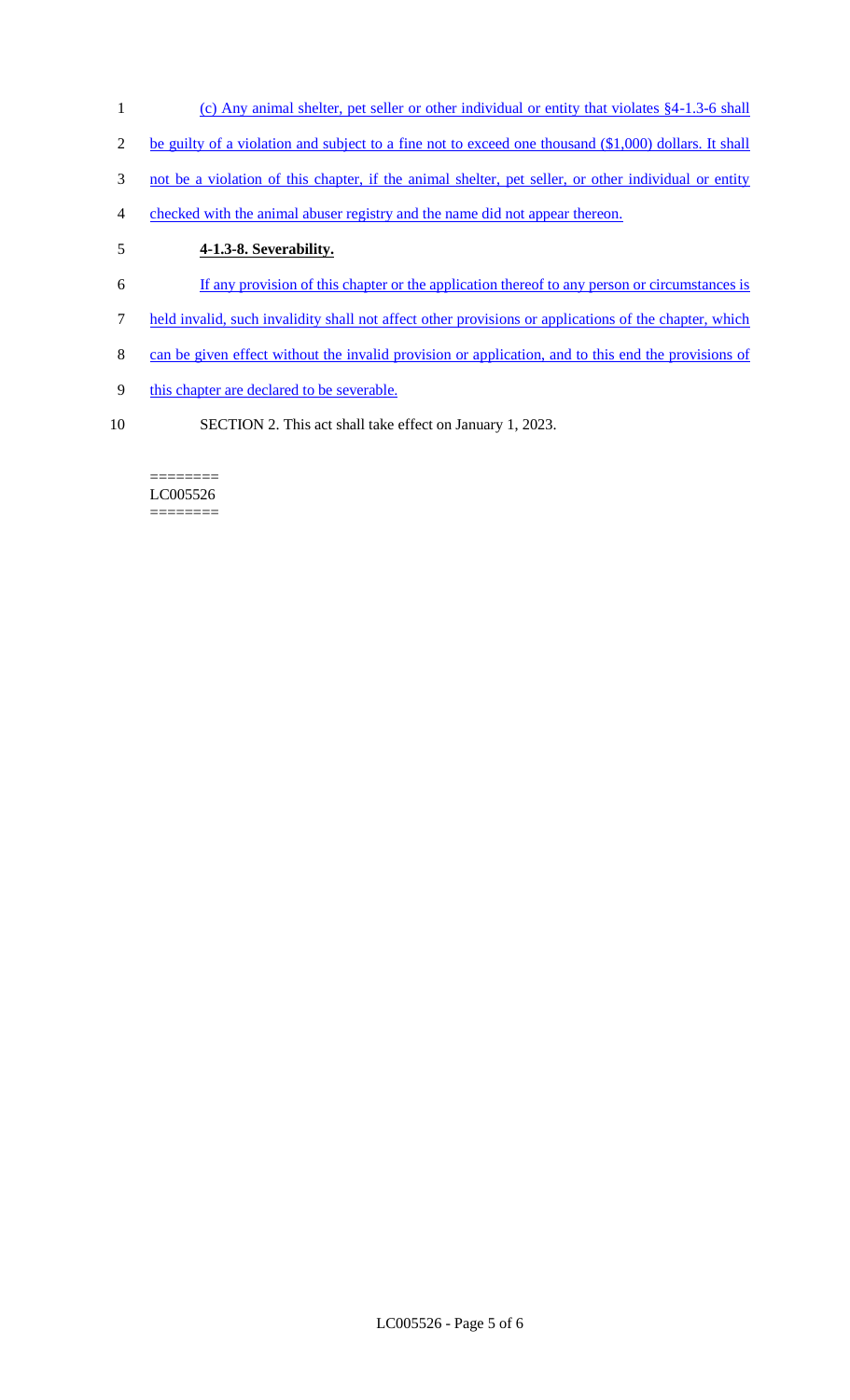(c) Any animal shelter, pet seller or other individual or entity that violates §4-1.3-6 shall be guilty of a violation and subject to a fine not to exceed one thousand ($1,000) dollars. It shall not be a violation of this chapter, if the animal shelter, pet seller, or other individual or entity checked with the animal abuser registry and the name did not appear thereon.

**4-1.3-8. Severability.**

If any provision of this chapter or the application thereof to any person or circumstances is held invalid, such invalidity shall not affect other provisions or applications of the chapter, which can be given effect without the invalid provision or application, and to this end the provisions of this chapter are declared to be severable.

SECTION 2. This act shall take effect on January 1, 2023.

========
LC005526
========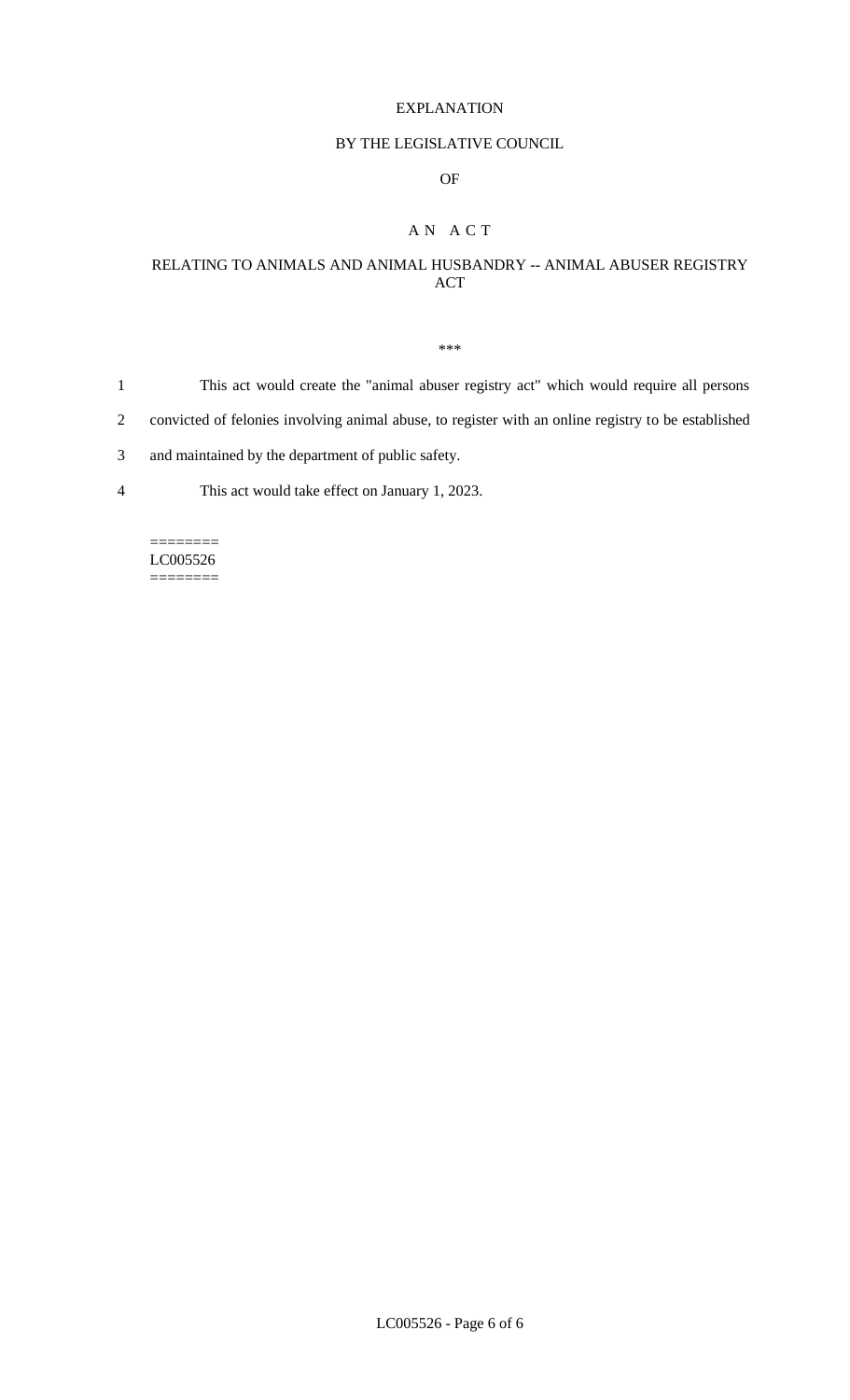EXPLANATION

BY THE LEGISLATIVE COUNCIL

OF

A N A C T

RELATING TO ANIMALS AND ANIMAL HUSBANDRY -- ANIMAL ABUSER REGISTRY ACT

***

1 This act would create the "animal abuser registry act" which would require all persons
2 convicted of felonies involving animal abuse, to register with an online registry to be established
3 and maintained by the department of public safety.
4 This act would take effect on January 1, 2023.

========
LC005526
========